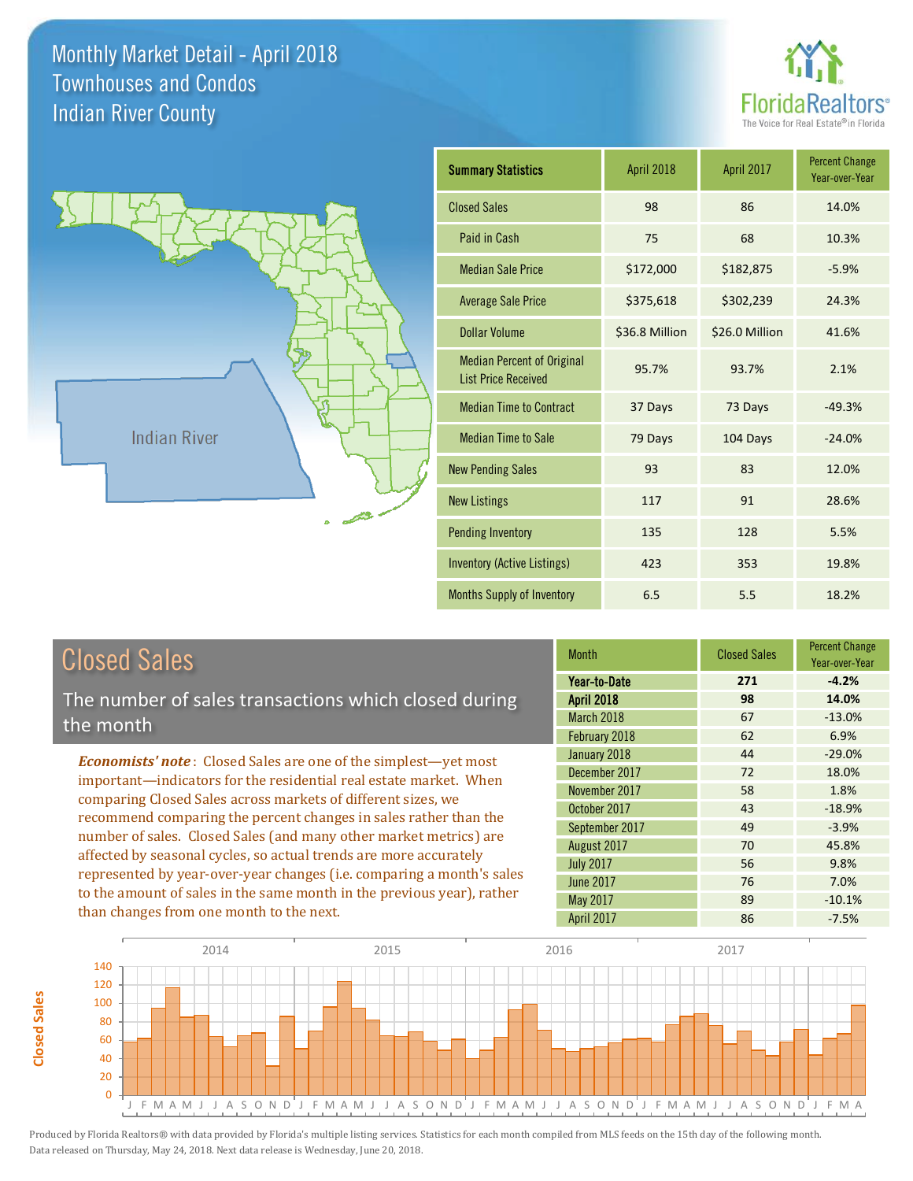# Monthly Market Detail - April 2018
## Townhouses and Condos
## Indian River County

FloridaRealtors® The Voice for Real Estate® in Florida

Indian River

| Summary Statistics | April 2018 | April 2017 | Percent Change Year-over-Year |
|---|---|---|---|
| Closed Sales | 98 | 86 | 14.0% |
| Paid in Cash | 75 | 68 | 10.3% |
| Median Sale Price | $172,000 | $182,875 | -5.9% |
| Average Sale Price | $375,618 | $302,239 | 24.3% |
| Dollar Volume | $36.8 Million | $26.0 Million | 41.6% |
| Median Percent of Original List Price Received | 95.7% | 93.7% | 2.1% |
| Median Time to Contract | 37 Days | 73 Days | -49.3% |
| Median Time to Sale | 79 Days | 104 Days | -24.0% |
| New Pending Sales | 93 | 83 | 12.0% |
| New Listings | 117 | 91 | 28.6% |
| Pending Inventory | 135 | 128 | 5.5% |
| Inventory (Active Listings) | 423 | 353 | 19.8% |
| Months Supply of Inventory | 6.5 | 5.5 | 18.2% |

## Closed Sales

The number of sales transactions which closed during the month

***Economists' note***: Closed Sales are one of the simplest—yet most important—indicators for the residential real estate market. When comparing Closed Sales across markets of different sizes, we recommend comparing the percent changes in sales rather than the number of sales. Closed Sales (and many other market metrics) are affected by seasonal cycles, so actual trends are more accurately represented by year-over-year changes (i.e. comparing a month's sales to the amount of sales in the same month in the previous year), rather than changes from one month to the next.

| Month | Closed Sales | Percent Change Year-over-Year |
|---|---|---|
| **Year-to-Date** | **271** | **-4.2%** |
| **April 2018** | **98** | **14.0%** |
| March 2018 | 67 | -13.0% |
| February 2018 | 62 | 6.9% |
| January 2018 | 44 | -29.0% |
| December 2017 | 72 | 18.0% |
| November 2017 | 58 | 1.8% |
| October 2017 | 43 | -18.9% |
| September 2017 | 49 | -3.9% |
| August 2017 | 70 | 45.8% |
| July 2017 | 56 | 9.8% |
| June 2017 | 76 | 7.0% |
| May 2017 | 89 | -10.1% |
| April 2017 | 86 | -7.5% |

Produced by Florida Realtors® with data provided by Florida's multiple listing services. Statistics for each month compiled from MLS feeds on the 15th day of the following month. Data released on Thursday, May 24, 2018. Next data release is Wednesday, June 20, 2018.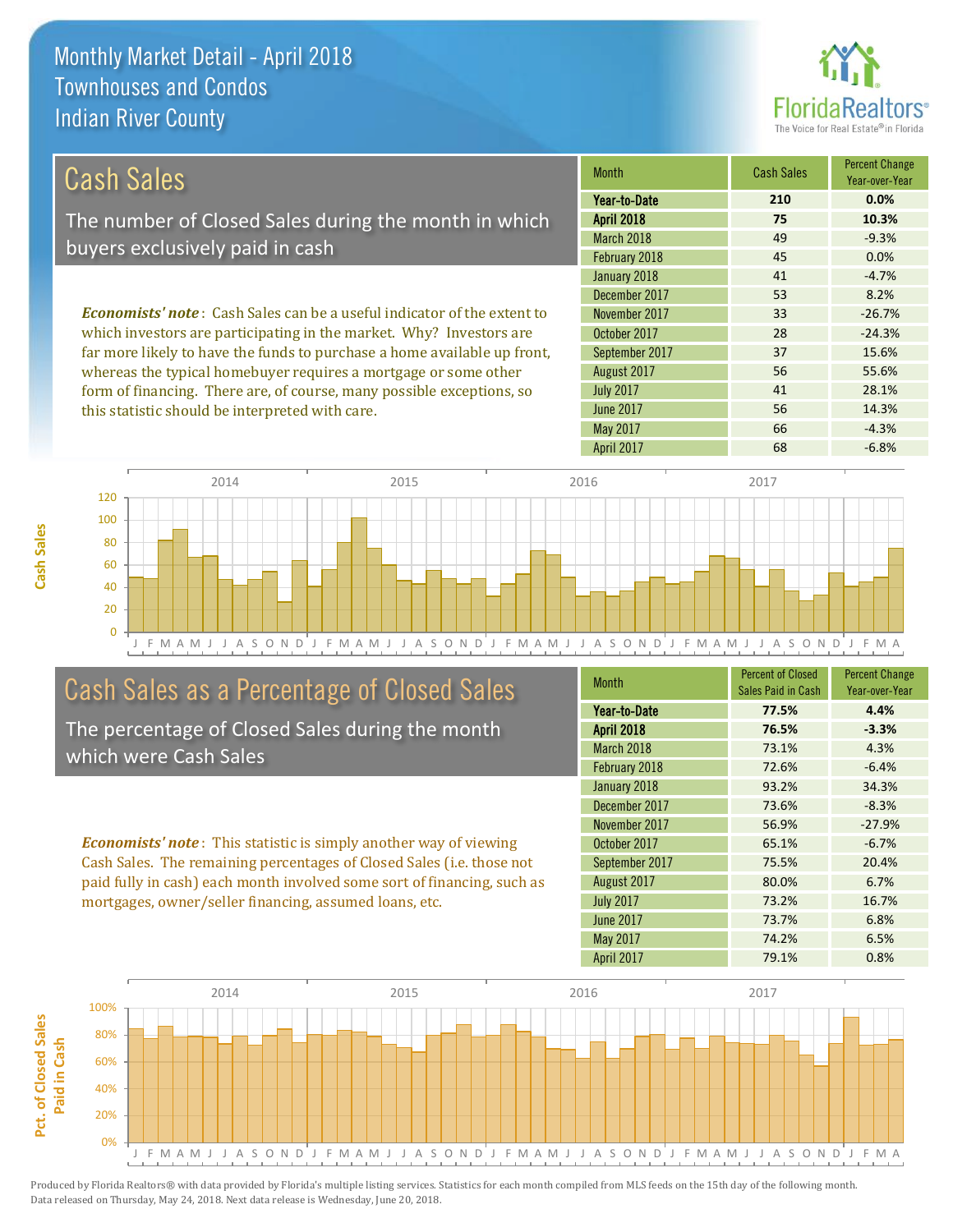# Monthly Market Detail - April 2018
## Townhouses and Condos
## Indian River County

## Cash Sales

The number of Closed Sales during the month in which buyers exclusively paid in cash

*Economists' note*: Cash Sales can be a useful indicator of the extent to which investors are participating in the market. Why? Investors are far more likely to have the funds to purchase a home available up front, whereas the typical homebuyer requires a mortgage or some other form of financing. There are, of course, many possible exceptions, so this statistic should be interpreted with care.

| Month | Cash Sales | Percent Change Year-over-Year |
|---|---|---|
| **Year-to-Date** | **210** | **0.0%** |
| **April 2018** | **75** | **10.3%** |
| March 2018 | 49 | -9.3% |
| February 2018 | 45 | 0.0% |
| January 2018 | 41 | -4.7% |
| December 2017 | 53 | 8.2% |
| November 2017 | 33 | -26.7% |
| October 2017 | 28 | -24.3% |
| September 2017 | 37 | 15.6% |
| August 2017 | 56 | 55.6% |
| July 2017 | 41 | 28.1% |
| June 2017 | 56 | 14.3% |
| May 2017 | 66 | -4.3% |
| April 2017 | 68 | -6.8% |

## Cash Sales as a Percentage of Closed Sales

The percentage of Closed Sales during the month which were Cash Sales

*Economists' note*: This statistic is simply another way of viewing Cash Sales. The remaining percentages of Closed Sales (i.e. those not paid fully in cash) each month involved some sort of financing, such as mortgages, owner/seller financing, assumed loans, etc.

| Month | Percent of Closed Sales Paid in Cash | Percent Change Year-over-Year |
|---|---|---|
| **Year-to-Date** | **77.5%** | **4.4%** |
| **April 2018** | **76.5%** | **-3.3%** |
| March 2018 | 73.1% | 4.3% |
| February 2018 | 72.6% | -6.4% |
| January 2018 | 93.2% | 34.3% |
| December 2017 | 73.6% | -8.3% |
| November 2017 | 56.9% | -27.9% |
| October 2017 | 65.1% | -6.7% |
| September 2017 | 75.5% | 20.4% |
| August 2017 | 80.0% | 6.7% |
| July 2017 | 73.2% | 16.7% |
| June 2017 | 73.7% | 6.8% |
| May 2017 | 74.2% | 6.5% |
| April 2017 | 79.1% | 0.8% |

Produced by Florida Realtors® with data provided by Florida's multiple listing services. Statistics for each month compiled from MLS feeds on the 15th day of the following month. Data released on Thursday, May 24, 2018. Next data release is Wednesday, June 20, 2018.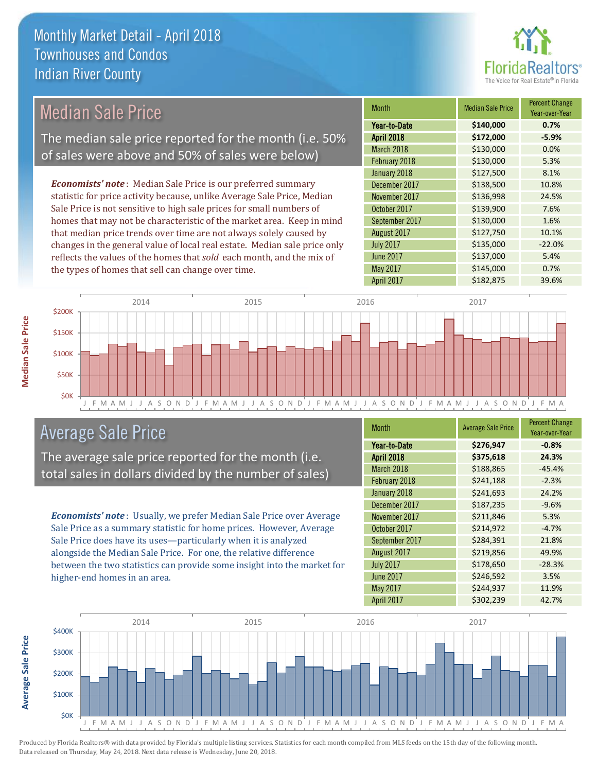# Monthly Market Detail - April 2018
## Townhouses and Condos
## Indian River County

## Median Sale Price

The median sale price reported for the month (i.e. 50% of sales were above and 50% of sales were below)

*Economists' note*: Median Sale Price is our preferred summary statistic for price activity because, unlike Average Sale Price, Median Sale Price is not sensitive to high sale prices for small numbers of homes that may not be characteristic of the market area. Keep in mind that median price trends over time are not always solely caused by changes in the general value of local real estate. Median sale price only reflects the values of the homes that *sold* each month, and the mix of the types of homes that sell can change over time.

| Month | Median Sale Price | Percent Change Year-over-Year |
|---|---|---|
| **Year-to-Date** | **$140,000** | **0.7%** |
| **April 2018** | **$172,000** | **-5.9%** |
| March 2018 | $130,000 | 0.0% |
| February 2018 | $130,000 | 5.3% |
| January 2018 | $127,500 | 8.1% |
| December 2017 | $138,500 | 10.8% |
| November 2017 | $136,998 | 24.5% |
| October 2017 | $139,900 | 7.6% |
| September 2017 | $130,000 | 1.6% |
| August 2017 | $127,750 | 10.1% |
| July 2017 | $135,000 | -22.0% |
| June 2017 | $137,000 | 5.4% |
| May 2017 | $145,000 | 0.7% |
| April 2017 | $182,875 | 39.6% |

## Average Sale Price

The average sale price reported for the month (i.e. total sales in dollars divided by the number of sales)

*Economists' note*: Usually, we prefer Median Sale Price over Average Sale Price as a summary statistic for home prices. However, Average Sale Price does have its uses—particularly when it is analyzed alongside the Median Sale Price. For one, the relative difference between the two statistics can provide some insight into the market for higher-end homes in an area.

| Month | Average Sale Price | Percent Change Year-over-Year |
|---|---|---|
| **Year-to-Date** | **$276,947** | **-0.8%** |
| **April 2018** | **$375,618** | **24.3%** |
| March 2018 | $188,865 | -45.4% |
| February 2018 | $241,188 | -2.3% |
| January 2018 | $241,693 | 24.2% |
| December 2017 | $187,235 | -9.6% |
| November 2017 | $211,846 | 5.3% |
| October 2017 | $214,972 | -4.7% |
| September 2017 | $284,391 | 21.8% |
| August 2017 | $219,856 | 49.9% |
| July 2017 | $178,650 | -28.3% |
| June 2017 | $246,592 | 3.5% |
| May 2017 | $244,937 | 11.9% |
| April 2017 | $302,239 | 42.7% |

Produced by Florida Realtors® with data provided by Florida's multiple listing services. Statistics for each month compiled from MLS feeds on the 15th day of the following month. Data released on Thursday, May 24, 2018. Next data release is Wednesday, June 20, 2018.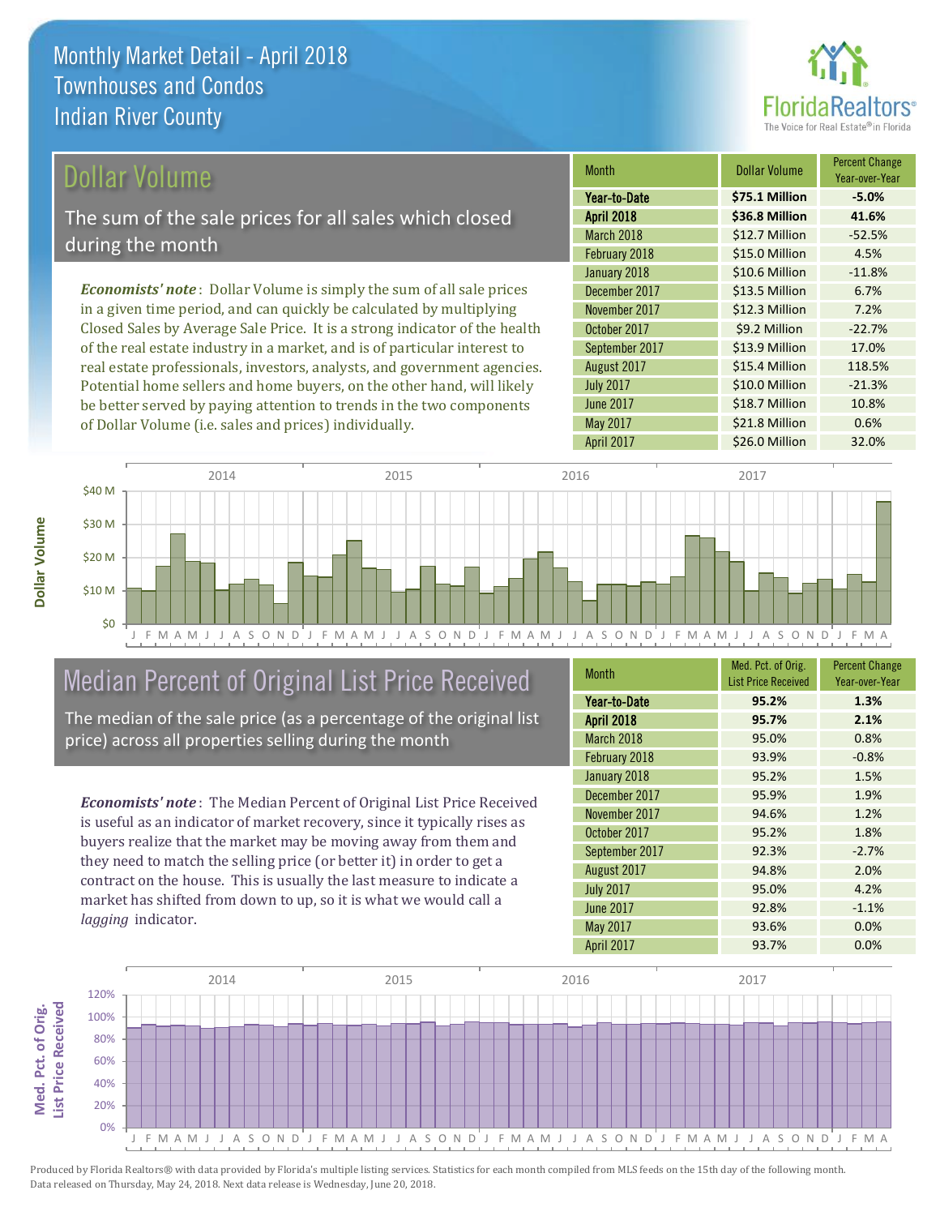# Monthly Market Detail - April 2018
## Townhouses and Condos
## Indian River County

## Dollar Volume

The sum of the sale prices for all sales which closed during the month

*Economists' note*: Dollar Volume is simply the sum of all sale prices in a given time period, and can quickly be calculated by multiplying Closed Sales by Average Sale Price. It is a strong indicator of the health of the real estate industry in a market, and is of particular interest to real estate professionals, investors, analysts, and government agencies. Potential home sellers and home buyers, on the other hand, will likely be better served by paying attention to trends in the two components of Dollar Volume (i.e. sales and prices) individually.

| Month | Dollar Volume | Percent Change Year-over-Year |
|---|---|---|
| **Year-to-Date** | **$75.1 Million** | **-5.0%** |
| **April 2018** | **$36.8 Million** | **41.6%** |
| March 2018 | $12.7 Million | -52.5% |
| February 2018 | $15.0 Million | 4.5% |
| January 2018 | $10.6 Million | -11.8% |
| December 2017 | $13.5 Million | 6.7% |
| November 2017 | $12.3 Million | 7.2% |
| October 2017 | $9.2 Million | -22.7% |
| September 2017 | $13.9 Million | 17.0% |
| August 2017 | $15.4 Million | 118.5% |
| July 2017 | $10.0 Million | -21.3% |
| June 2017 | $18.7 Million | 10.8% |
| May 2017 | $21.8 Million | 0.6% |
| April 2017 | $26.0 Million | 32.0% |

## Median Percent of Original List Price Received

The median of the sale price (as a percentage of the original list price) across all properties selling during the month

*Economists' note*: The Median Percent of Original List Price Received is useful as an indicator of market recovery, since it typically rises as buyers realize that the market may be moving away from them and they need to match the selling price (or better it) in order to get a contract on the house. This is usually the last measure to indicate a market has shifted from down to up, so it is what we would call a *lagging* indicator.

| Month | Med. Pct. of Orig. List Price Received | Percent Change Year-over-Year |
|---|---|---|
| **Year-to-Date** | **95.2%** | **1.3%** |
| **April 2018** | **95.7%** | **2.1%** |
| March 2018 | 95.0% | 0.8% |
| February 2018 | 93.9% | -0.8% |
| January 2018 | 95.2% | 1.5% |
| December 2017 | 95.9% | 1.9% |
| November 2017 | 94.6% | 1.2% |
| October 2017 | 95.2% | 1.8% |
| September 2017 | 92.3% | -2.7% |
| August 2017 | 94.8% | 2.0% |
| July 2017 | 95.0% | 4.2% |
| June 2017 | 92.8% | -1.1% |
| May 2017 | 93.6% | 0.0% |
| April 2017 | 93.7% | 0.0% |

Produced by Florida Realtors® with data provided by Florida's multiple listing services. Statistics for each month compiled from MLS feeds on the 15th day of the following month. Data released on Thursday, May 24, 2018. Next data release is Wednesday, June 20, 2018.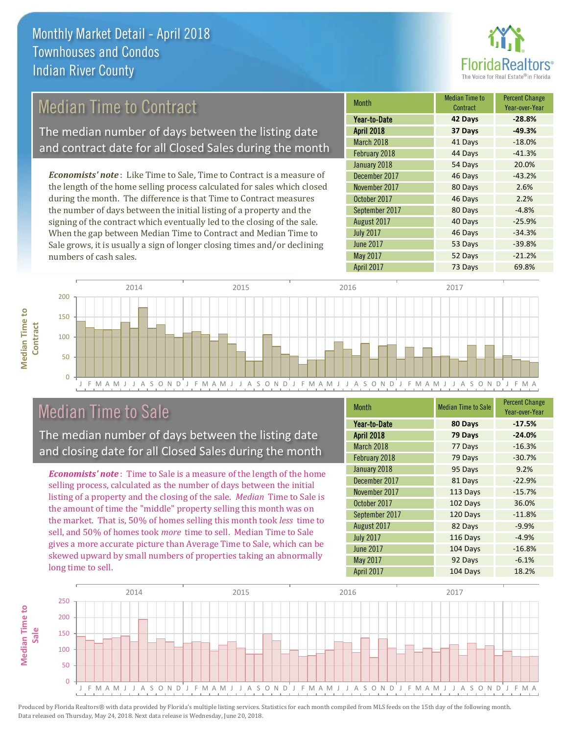# Monthly Market Detail - April 2018
## Townhouses and Condos
## Indian River County

## Median Time to Contract

The median number of days between the listing date and contract date for all Closed Sales during the month

*Economists' note*: Like Time to Sale, Time to Contract is a measure of the length of the home selling process calculated for sales which closed during the month. The difference is that Time to Contract measures the number of days between the initial listing of a property and the signing of the contract which eventually led to the closing of the sale. When the gap between Median Time to Contract and Median Time to Sale grows, it is usually a sign of longer closing times and/or declining numbers of cash sales.

| Month | Median Time to Contract | Percent Change Year-over-Year |
|---|---|---|
| **Year-to-Date** | **42 Days** | **-28.8%** |
| **April 2018** | **37 Days** | **-49.3%** |
| March 2018 | 41 Days | -18.0% |
| February 2018 | 44 Days | -41.3% |
| January 2018 | 54 Days | 20.0% |
| December 2017 | 46 Days | -43.2% |
| November 2017 | 80 Days | 2.6% |
| October 2017 | 46 Days | 2.2% |
| September 2017 | 80 Days | -4.8% |
| August 2017 | 40 Days | -25.9% |
| July 2017 | 46 Days | -34.3% |
| June 2017 | 53 Days | -39.8% |
| May 2017 | 52 Days | -21.2% |
| April 2017 | 73 Days | 69.8% |

## Median Time to Sale

The median number of days between the listing date and closing date for all Closed Sales during the month

*Economists' note*: Time to Sale is a measure of the length of the home selling process, calculated as the number of days between the initial listing of a property and the closing of the sale. *Median* Time to Sale is the amount of time the "middle" property selling this month was on the market. That is, 50% of homes selling this month took *less* time to sell, and 50% of homes took *more* time to sell. Median Time to Sale gives a more accurate picture than Average Time to Sale, which can be skewed upward by small numbers of properties taking an abnormally long time to sell.

| Month | Median Time to Sale | Percent Change Year-over-Year |
|---|---|---|
| **Year-to-Date** | **80 Days** | **-17.5%** |
| **April 2018** | **79 Days** | **-24.0%** |
| March 2018 | 77 Days | -16.3% |
| February 2018 | 79 Days | -30.7% |
| January 2018 | 95 Days | 9.2% |
| December 2017 | 81 Days | -22.9% |
| November 2017 | 113 Days | -15.7% |
| October 2017 | 102 Days | 36.0% |
| September 2017 | 120 Days | -11.8% |
| August 2017 | 82 Days | -9.9% |
| July 2017 | 116 Days | -4.9% |
| June 2017 | 104 Days | -16.8% |
| May 2017 | 92 Days | -6.1% |
| April 2017 | 104 Days | 18.2% |

Produced by Florida Realtors® with data provided by Florida's multiple listing services. Statistics for each month compiled from MLS feeds on the 15th day of the following month. Data released on Thursday, May 24, 2018. Next data release is Wednesday, June 20, 2018.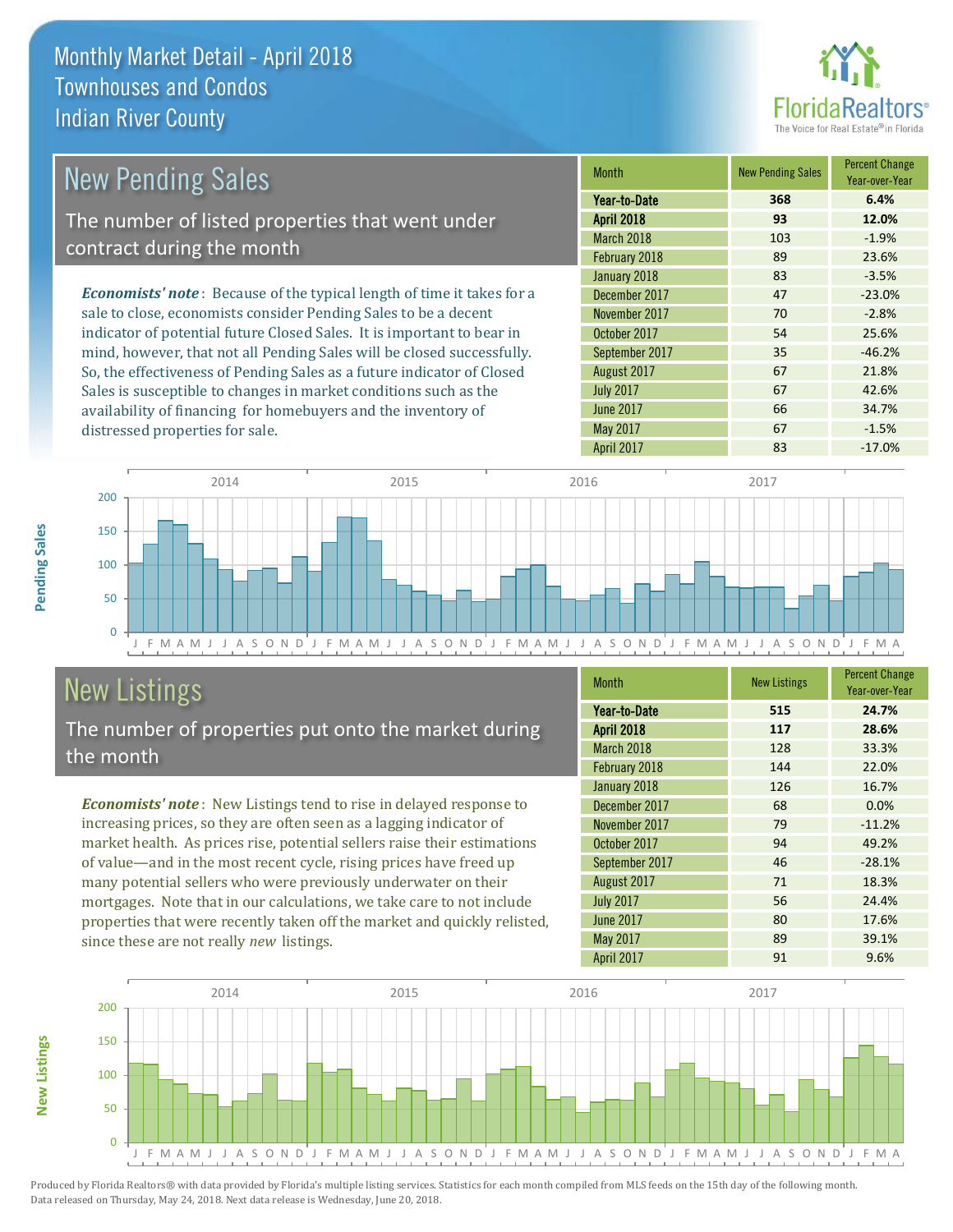# Monthly Market Detail - April 2018
## Townhouses and Condos
## Indian River County

## New Pending Sales

The number of listed properties that went under contract during the month

***Economists' note***: Because of the typical length of time it takes for a sale to close, economists consider Pending Sales to be a decent indicator of potential future Closed Sales. It is important to bear in mind, however, that not all Pending Sales will be closed successfully. So, the effectiveness of Pending Sales as a future indicator of Closed Sales is susceptible to changes in market conditions such as the availability of financing for homebuyers and the inventory of distressed properties for sale.

| Month | New Pending Sales | Percent Change Year-over-Year |
|---|---|---|
| **Year-to-Date** | **368** | **6.4%** |
| **April 2018** | **93** | **12.0%** |
| March 2018 | 103 | -1.9% |
| February 2018 | 89 | 23.6% |
| January 2018 | 83 | -3.5% |
| December 2017 | 47 | -23.0% |
| November 2017 | 70 | -2.8% |
| October 2017 | 54 | 25.6% |
| September 2017 | 35 | -46.2% |
| August 2017 | 67 | 21.8% |
| July 2017 | 67 | 42.6% |
| June 2017 | 66 | 34.7% |
| May 2017 | 67 | -1.5% |
| April 2017 | 83 | -17.0% |

## New Listings

The number of properties put onto the market during the month

***Economists' note***: New Listings tend to rise in delayed response to increasing prices, so they are often seen as a lagging indicator of market health. As prices rise, potential sellers raise their estimations of value—and in the most recent cycle, rising prices have freed up many potential sellers who were previously underwater on their mortgages. Note that in our calculations, we take care to not include properties that were recently taken off the market and quickly relisted, since these are not really *new* listings.

| Month | New Listings | Percent Change Year-over-Year |
|---|---|---|
| **Year-to-Date** | **515** | **24.7%** |
| **April 2018** | **117** | **28.6%** |
| March 2018 | 128 | 33.3% |
| February 2018 | 144 | 22.0% |
| January 2018 | 126 | 16.7% |
| December 2017 | 68 | 0.0% |
| November 2017 | 79 | -11.2% |
| October 2017 | 94 | 49.2% |
| September 2017 | 46 | -28.1% |
| August 2017 | 71 | 18.3% |
| July 2017 | 56 | 24.4% |
| June 2017 | 80 | 17.6% |
| May 2017 | 89 | 39.1% |
| April 2017 | 91 | 9.6% |

Produced by Florida Realtors® with data provided by Florida's multiple listing services. Statistics for each month compiled from MLS feeds on the 15th day of the following month. Data released on Thursday, May 24, 2018. Next data release is Wednesday, June 20, 2018.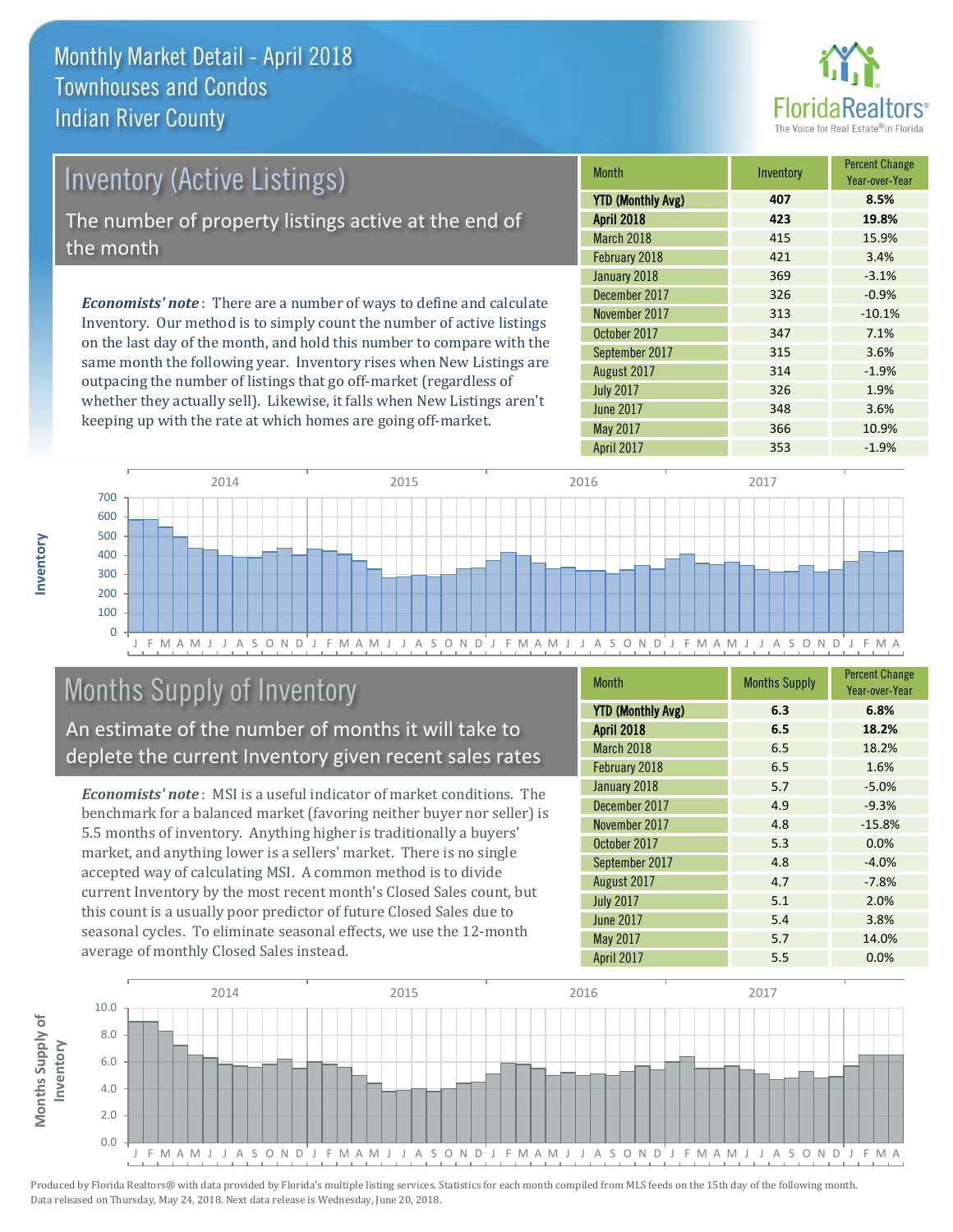# Monthly Market Detail - April 2018
## Townhouses and Condos
## Indian River County

## Inventory (Active Listings)

The number of property listings active at the end of the month

*Economists' note*: There are a number of ways to define and calculate Inventory. Our method is to simply count the number of active listings on the last day of the month, and hold this number to compare with the same month the following year. Inventory rises when New Listings are outpacing the number of listings that go off-market (regardless of whether they actually sell). Likewise, it falls when New Listings aren't keeping up with the rate at which homes are going off-market.

| Month | Inventory | Percent Change Year-over-Year |
|---|---|---|
| **YTD (Monthly Avg)** | **407** | **8.5%** |
| **April 2018** | **423** | **19.8%** |
| March 2018 | 415 | 15.9% |
| February 2018 | 421 | 3.4% |
| January 2018 | 369 | -3.1% |
| December 2017 | 326 | -0.9% |
| November 2017 | 313 | -10.1% |
| October 2017 | 347 | 7.1% |
| September 2017 | 315 | 3.6% |
| August 2017 | 314 | -1.9% |
| July 2017 | 326 | 1.9% |
| June 2017 | 348 | 3.6% |
| May 2017 | 366 | 10.9% |
| April 2017 | 353 | -1.9% |

## Months Supply of Inventory

An estimate of the number of months it will take to deplete the current Inventory given recent sales rates

*Economists' note*: MSI is a useful indicator of market conditions. The benchmark for a balanced market (favoring neither buyer nor seller) is 5.5 months of inventory. Anything higher is traditionally a buyers' market, and anything lower is a sellers' market. There is no single accepted way of calculating MSI. A common method is to divide current Inventory by the most recent month's Closed Sales count, but this count is a usually poor predictor of future Closed Sales due to seasonal cycles. To eliminate seasonal effects, we use the 12-month average of monthly Closed Sales instead.

| Month | Months Supply | Percent Change Year-over-Year |
|---|---|---|
| **YTD (Monthly Avg)** | **6.3** | **6.8%** |
| **April 2018** | **6.5** | **18.2%** |
| March 2018 | 6.5 | 18.2% |
| February 2018 | 6.5 | 1.6% |
| January 2018 | 5.7 | -5.0% |
| December 2017 | 4.9 | -9.3% |
| November 2017 | 4.8 | -15.8% |
| October 2017 | 5.3 | 0.0% |
| September 2017 | 4.8 | -4.0% |
| August 2017 | 4.7 | -7.8% |
| July 2017 | 5.1 | 2.0% |
| June 2017 | 5.4 | 3.8% |
| May 2017 | 5.7 | 14.0% |
| April 2017 | 5.5 | 0.0% |

Produced by Florida Realtors® with data provided by Florida's multiple listing services. Statistics for each month compiled from MLS feeds on the 15th day of the following month. Data released on Thursday, May 24, 2018. Next data release is Wednesday, June 20, 2018.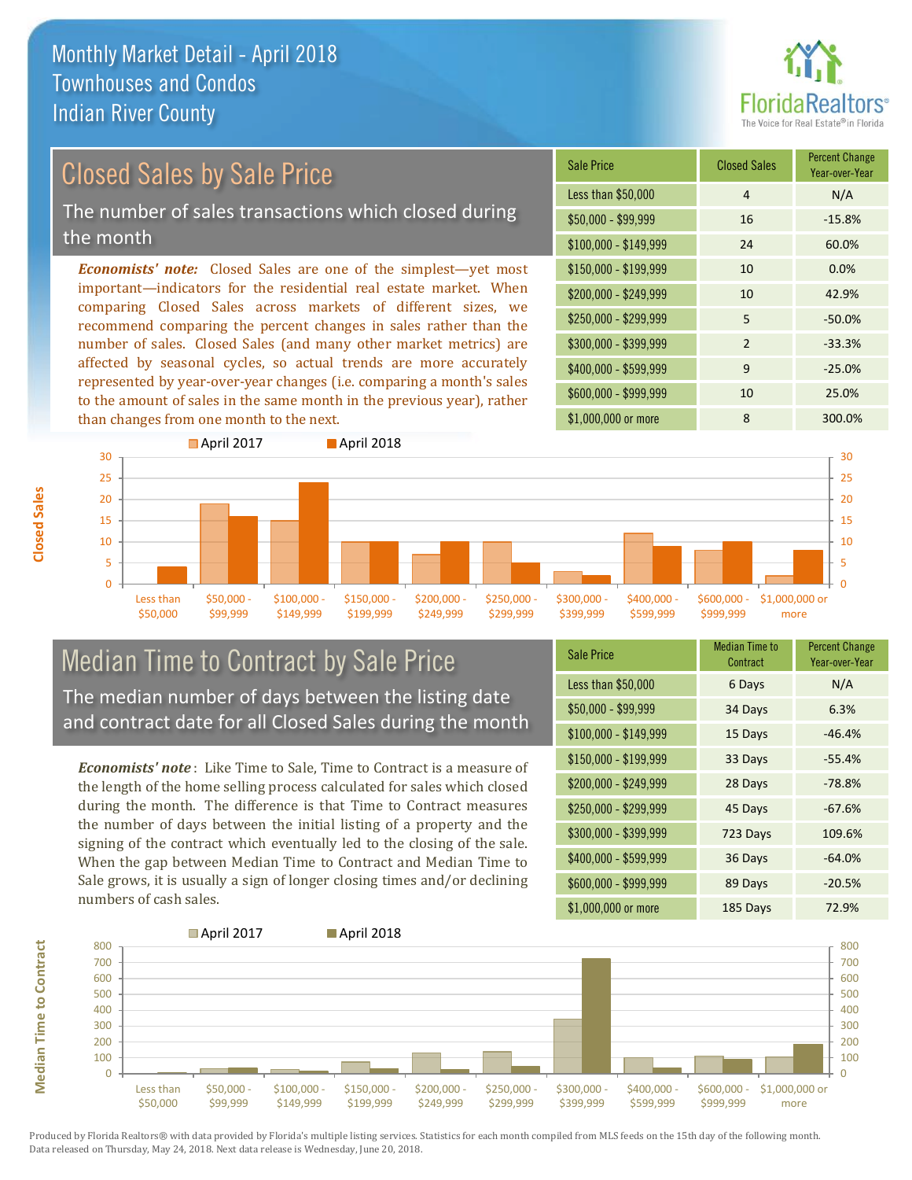# Monthly Market Detail - April 2018
## Townhouses and Condos
## Indian River County

## Closed Sales by Sale Price

The number of sales transactions which closed during the month

***Economists' note:*** Closed Sales are one of the simplest—yet most important—indicators for the residential real estate market. When comparing Closed Sales across markets of different sizes, we recommend comparing the percent changes in sales rather than the number of sales. Closed Sales (and many other market metrics) are affected by seasonal cycles, so actual trends are more accurately represented by year-over-year changes (i.e. comparing a month's sales to the amount of sales in the same month in the previous year), rather than changes from one month to the next.

| Sale Price | Closed Sales | Percent Change Year-over-Year |
|---|---|---|
| Less than $50,000 | 4 | N/A |
| $50,000 - $99,999 | 16 | -15.8% |
| $100,000 - $149,999 | 24 | 60.0% |
| $150,000 - $199,999 | 10 | 0.0% |
| $200,000 - $249,999 | 10 | 42.9% |
| $250,000 - $299,999 | 5 | -50.0% |
| $300,000 - $399,999 | 2 | -33.3% |
| $400,000 - $599,999 | 9 | -25.0% |
| $600,000 - $999,999 | 10 | 25.0% |
| $1,000,000 or more | 8 | 300.0% |

## Median Time to Contract by Sale Price

The median number of days between the listing date and contract date for all Closed Sales during the month

***Economists' note*:** Like Time to Sale, Time to Contract is a measure of the length of the home selling process calculated for sales which closed during the month. The difference is that Time to Contract measures the number of days between the initial listing of a property and the signing of the contract which eventually led to the closing of the sale. When the gap between Median Time to Contract and Median Time to Sale grows, it is usually a sign of longer closing times and/or declining numbers of cash sales.

| Sale Price | Median Time to Contract | Percent Change Year-over-Year |
|---|---|---|
| Less than $50,000 | 6 Days | N/A |
| $50,000 - $99,999 | 34 Days | 6.3% |
| $100,000 - $149,999 | 15 Days | -46.4% |
| $150,000 - $199,999 | 33 Days | -55.4% |
| $200,000 - $249,999 | 28 Days | -78.8% |
| $250,000 - $299,999 | 45 Days | -67.6% |
| $300,000 - $399,999 | 723 Days | 109.6% |
| $400,000 - $599,999 | 36 Days | -64.0% |
| $600,000 - $999,999 | 89 Days | -20.5% |
| $1,000,000 or more | 185 Days | 72.9% |

Produced by Florida Realtors® with data provided by Florida's multiple listing services. Statistics for each month compiled from MLS feeds on the 15th day of the following month. Data released on Thursday, May 24, 2018. Next data release is Wednesday, June 20, 2018.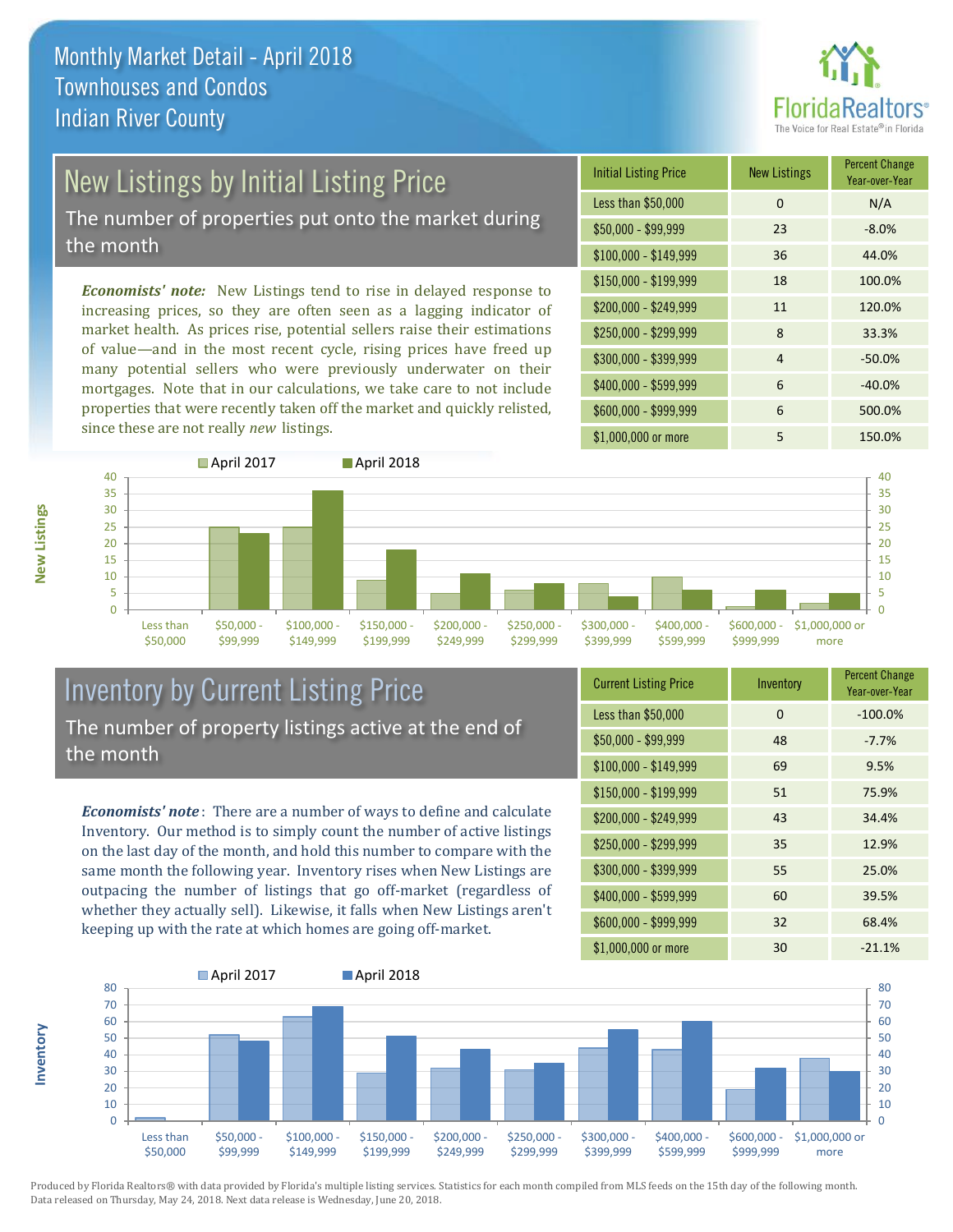# Monthly Market Detail - April 2018
## Townhouses and Condos
## Indian River County

FloridaRealtors® The Voice for Real Estate® in Florida

## New Listings by Initial Listing Price

The number of properties put onto the market during the month

*Economists' note:* New Listings tend to rise in delayed response to increasing prices, so they are often seen as a lagging indicator of market health. As prices rise, potential sellers raise their estimations of value—and in the most recent cycle, rising prices have freed up many potential sellers who were previously underwater on their mortgages. Note that in our calculations, we take care to not include properties that were recently taken off the market and quickly relisted, since these are not really *new* listings.

| Initial Listing Price | New Listings | Percent Change Year-over-Year |
|---|---|---|
| Less than $50,000 | 0 | N/A |
| $50,000 - $99,999 | 23 | -8.0% |
| $100,000 - $149,999 | 36 | 44.0% |
| $150,000 - $199,999 | 18 | 100.0% |
| $200,000 - $249,999 | 11 | 120.0% |
| $250,000 - $299,999 | 8 | 33.3% |
| $300,000 - $399,999 | 4 | -50.0% |
| $400,000 - $599,999 | 6 | -40.0% |
| $600,000 - $999,999 | 6 | 500.0% |
| $1,000,000 or more | 5 | 150.0% |

## Inventory by Current Listing Price

The number of property listings active at the end of the month

*Economists' note*: There are a number of ways to define and calculate Inventory. Our method is to simply count the number of active listings on the last day of the month, and hold this number to compare with the same month the following year. Inventory rises when New Listings are outpacing the number of listings that go off-market (regardless of whether they actually sell). Likewise, it falls when New Listings aren't keeping up with the rate at which homes are going off-market.

| Current Listing Price | Inventory | Percent Change Year-over-Year |
|---|---|---|
| Less than $50,000 | 0 | -100.0% |
| $50,000 - $99,999 | 48 | -7.7% |
| $100,000 - $149,999 | 69 | 9.5% |
| $150,000 - $199,999 | 51 | 75.9% |
| $200,000 - $249,999 | 43 | 34.4% |
| $250,000 - $299,999 | 35 | 12.9% |
| $300,000 - $399,999 | 55 | 25.0% |
| $400,000 - $599,999 | 60 | 39.5% |
| $600,000 - $999,999 | 32 | 68.4% |
| $1,000,000 or more | 30 | -21.1% |

Produced by Florida Realtors® with data provided by Florida's multiple listing services. Statistics for each month compiled from MLS feeds on the 15th day of the following month. Data released on Thursday, May 24, 2018. Next data release is Wednesday, June 20, 2018.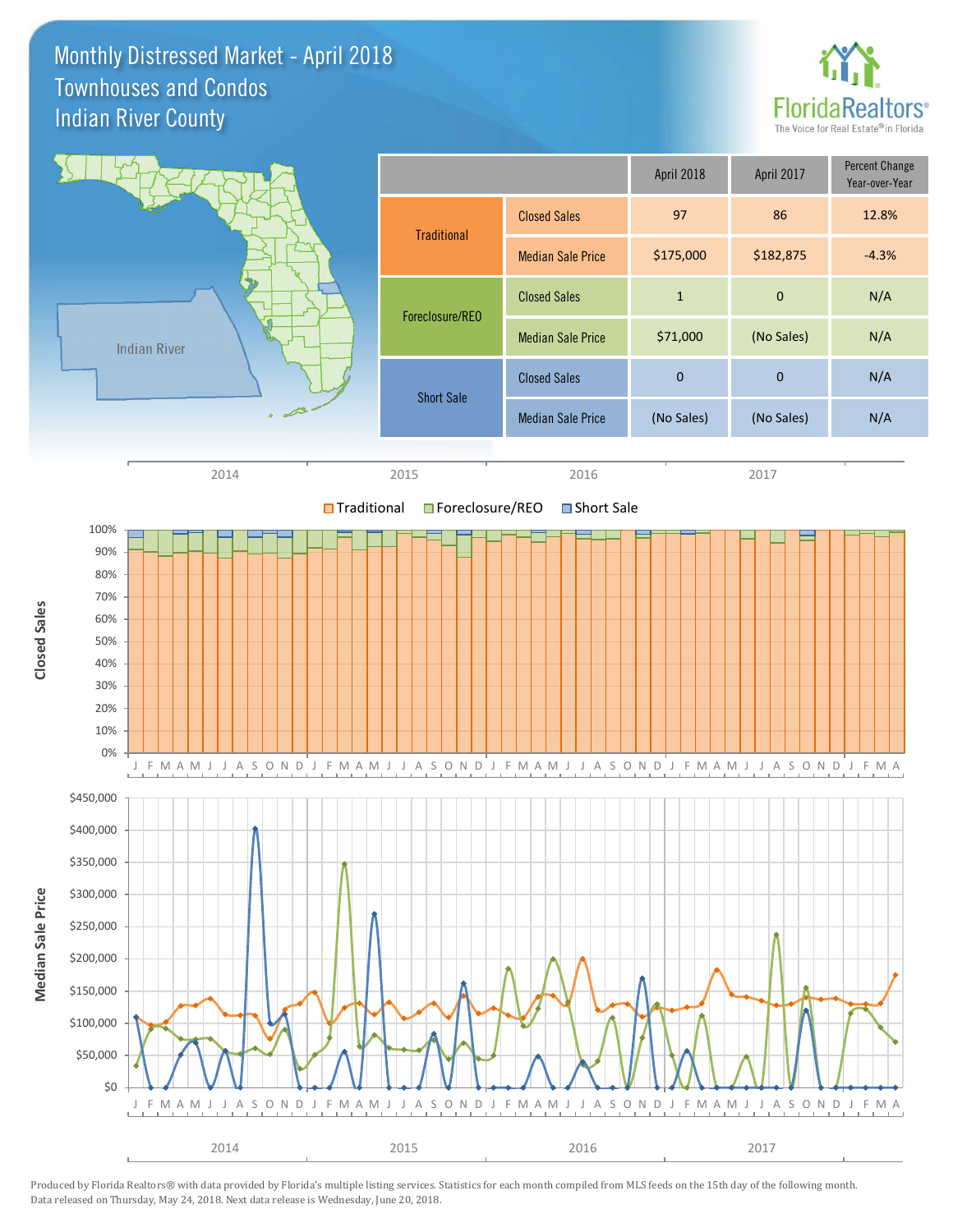# Monthly Distressed Market - April 2018
## Townhouses and Condos
## Indian River County

FloridaRealtors®
The Voice for Real Estate® in Florida

Indian River

| | | April 2018 | April 2017 | Percent Change Year-over-Year |
|---|---|---|---|---|
| Traditional | Closed Sales | 97 | 86 | 12.8% |
| | Median Sale Price | $175,000 | $182,875 | -4.3% |
| Foreclosure/REO | Closed Sales | 1 | 0 | N/A |
| | Median Sale Price | $71,000 | (No Sales) | N/A |
| Short Sale | Closed Sales | 0 | 0 | N/A |
| | Median Sale Price | (No Sales) | (No Sales) | N/A |

2014 2015 2016 2017

Traditional Foreclosure/REO Short Sale

Closed Sales

100% 90% 80% 70% 60% 50% 40% 30% 20% 10% 0%

J F M A M J J A S O N D J F M A M J J A S O N D J F M A M J J A S O N D J F M A M J J A S O N D J F M A

Median Sale Price

$450,000 $400,000 $350,000 $300,000 $250,000 $200,000 $150,000 $100,000 $50,000 $0

J F M A M J J A S O N D J F M A M J J A S O N D J F M A M J J A S O N D J F M A M J J A S O N D J F M A

2014 2015 2016 2017

Produced by Florida Realtors® with data provided by Florida's multiple listing services. Statistics for each month compiled from MLS feeds on the 15th day of the following month. Data released on Thursday, May 24, 2018. Next data release is Wednesday, June 20, 2018.